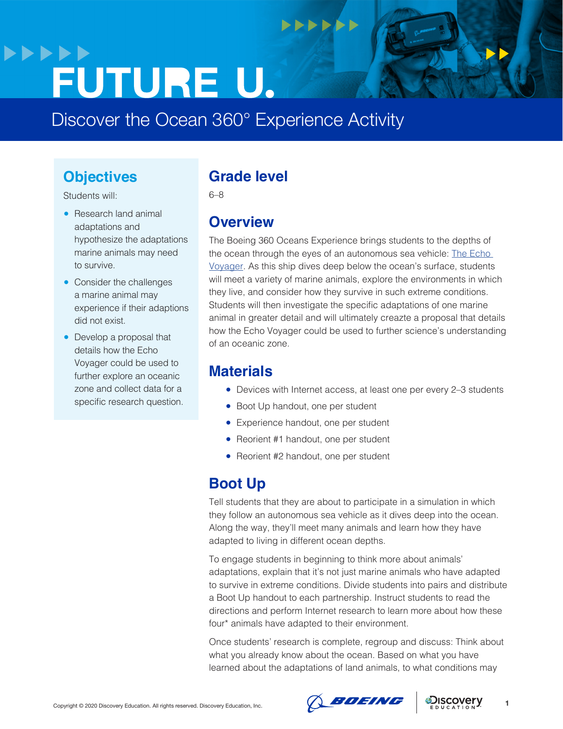# FUTURE U.

## Discover the Ocean 360° Experience Activity

## Objectives

Students will:

- Research land animal adaptations and hypothesize the adaptations marine animals may need to survive.
- Consider the challenges a marine animal may experience if their adaptions did not exist.
- Develop a proposal that details how the Echo Voyager could be used to further explore an oceanic zone and collect data for a specific research question.

## Grade level

6–8

## Overview

The Boeing 360 Oceans Experience brings students to the depths of the ocean through the eyes of an autonomous sea vehicle: The Echo Voyager. As this ship dives deep below the ocean's surface, students will meet a variety of marine animals, explore the environments in which they live, and consider how they survive in such extreme conditions. Students will then investigate the specific adaptations of one marine animal in greater detail and will ultimately creazte a proposal that details how the Echo Voyager could be used to further science's understanding of an oceanic zone.

## Materials

- Devices with Internet access, at least one per every 2–3 students
- Boot Up handout, one per student
- Experience handout, one per student
- Reorient #1 handout, one per student
- Reorient #2 handout, one per student

## Boot Up

Tell students that they are about to participate in a simulation in which they follow an autonomous sea vehicle as it dives deep into the ocean. Along the way, they'll meet many animals and learn how they have adapted to living in different ocean depths.

To engage students in beginning to think more about animals' adaptations, explain that it's not just marine animals who have adapted to survive in extreme conditions. Divide students into pairs and distribute a Boot Up handout to each partnership. Instruct students to read the directions and perform Internet research to learn more about how these four* animals have adapted to their environment.

Once students' research is complete, regroup and discuss: Think about what you already know about the ocean. Based on what you have learned about the adaptations of land animals, to what conditions may

Copyright © 2020 Discovery Education. All rights reserved. Discovery Education, Inc.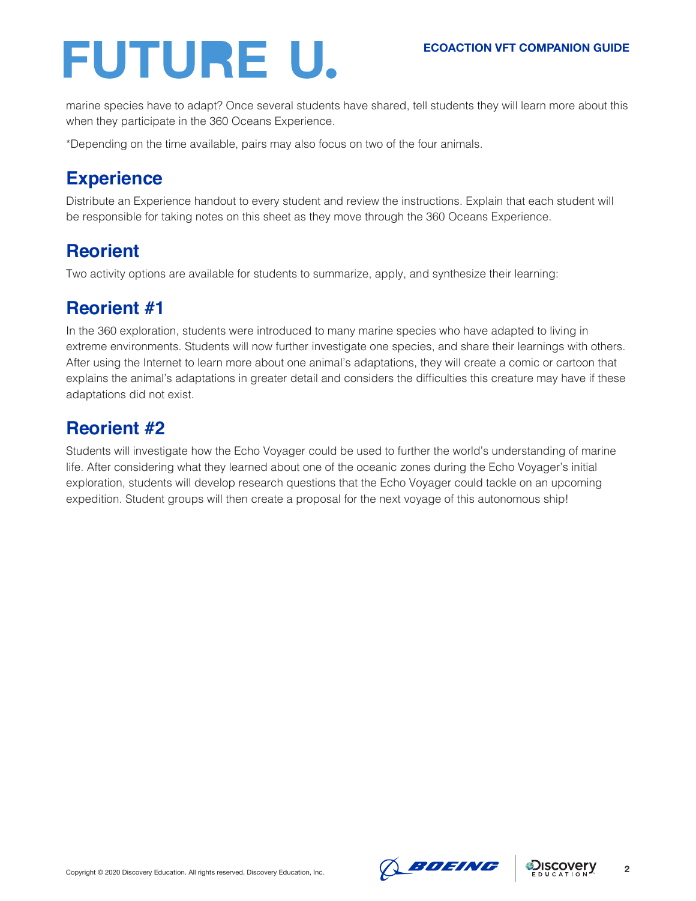marine species have to adapt? Once several students have shared, tell students they will learn more about this when they participate in the 360 Oceans Experience.

*Depending on the time available, pairs may also focus on two of the four animals.

## Experience

Distribute an Experience handout to every student and review the instructions. Explain that each student will be responsible for taking notes on this sheet as they move through the 360 Oceans Experience.

## Reorient

Two activity options are available for students to summarize, apply, and synthesize their learning:

## Reorient #1

In the 360 exploration, students were introduced to many marine species who have adapted to living in extreme environments. Students will now further investigate one species, and share their learnings with others. After using the Internet to learn more about one animal's adaptations, they will create a comic or cartoon that explains the animal's adaptations in greater detail and considers the difficulties this creature may have if these adaptations did not exist.

## Reorient #2

Students will investigate how the Echo Voyager could be used to further the world's understanding of marine life. After considering what they learned about one of the oceanic zones during the Echo Voyager's initial exploration, students will develop research questions that the Echo Voyager could tackle on an upcoming expedition. Student groups will then create a proposal for the next voyage of this autonomous ship!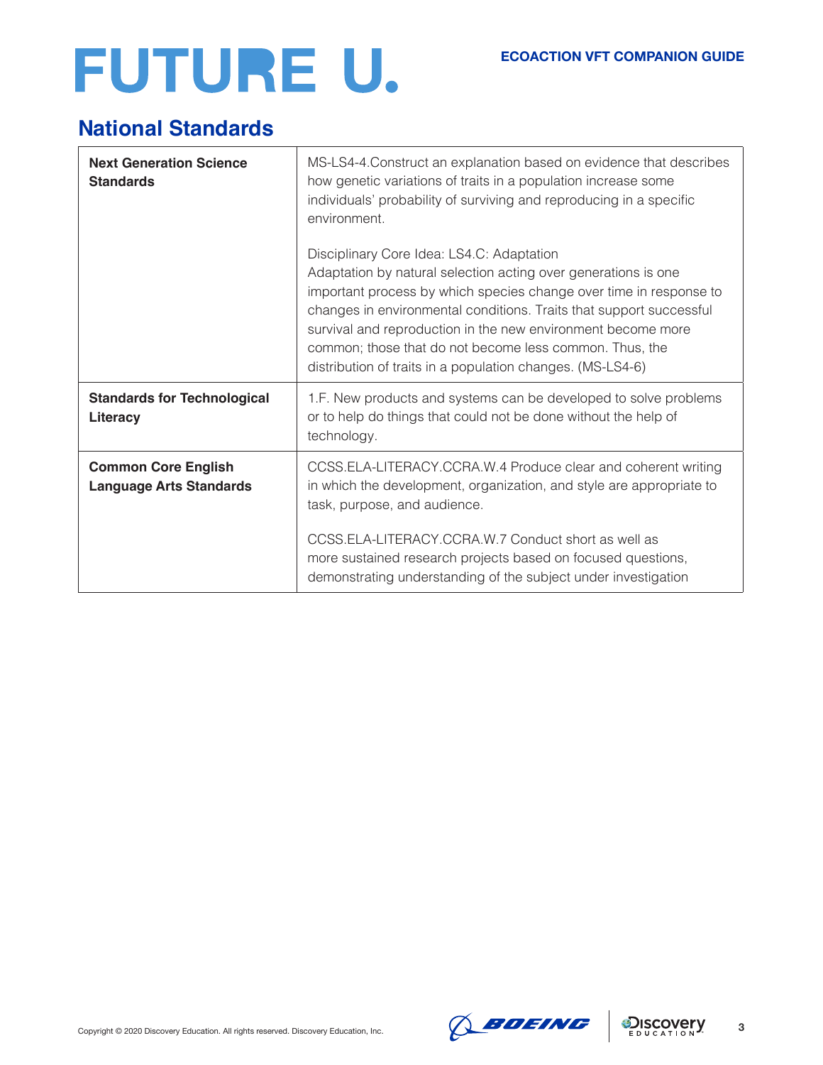## National Standards

| | |
|---|---|
| **Next Generation Science Standards** | MS-LS4-4.Construct an explanation based on evidence that describes how genetic variations of traits in a population increase some individuals' probability of surviving and reproducing in a specific environment.<br><br>Disciplinary Core Idea: LS4.C: Adaptation<br>Adaptation by natural selection acting over generations is one important process by which species change over time in response to changes in environmental conditions. Traits that support successful survival and reproduction in the new environment become more common; those that do not become less common. Thus, the distribution of traits in a population changes. (MS-LS4-6) |
| **Standards for Technological Literacy** | 1.F. New products and systems can be developed to solve problems or to help do things that could not be done without the help of technology. |
| **Common Core English Language Arts Standards** | CCSS.ELA-LITERACY.CCRA.W.4 Produce clear and coherent writing in which the development, organization, and style are appropriate to task, purpose, and audience.<br><br>CCSS.ELA-LITERACY.CCRA.W.7 Conduct short as well as more sustained research projects based on focused questions, demonstrating understanding of the subject under investigation |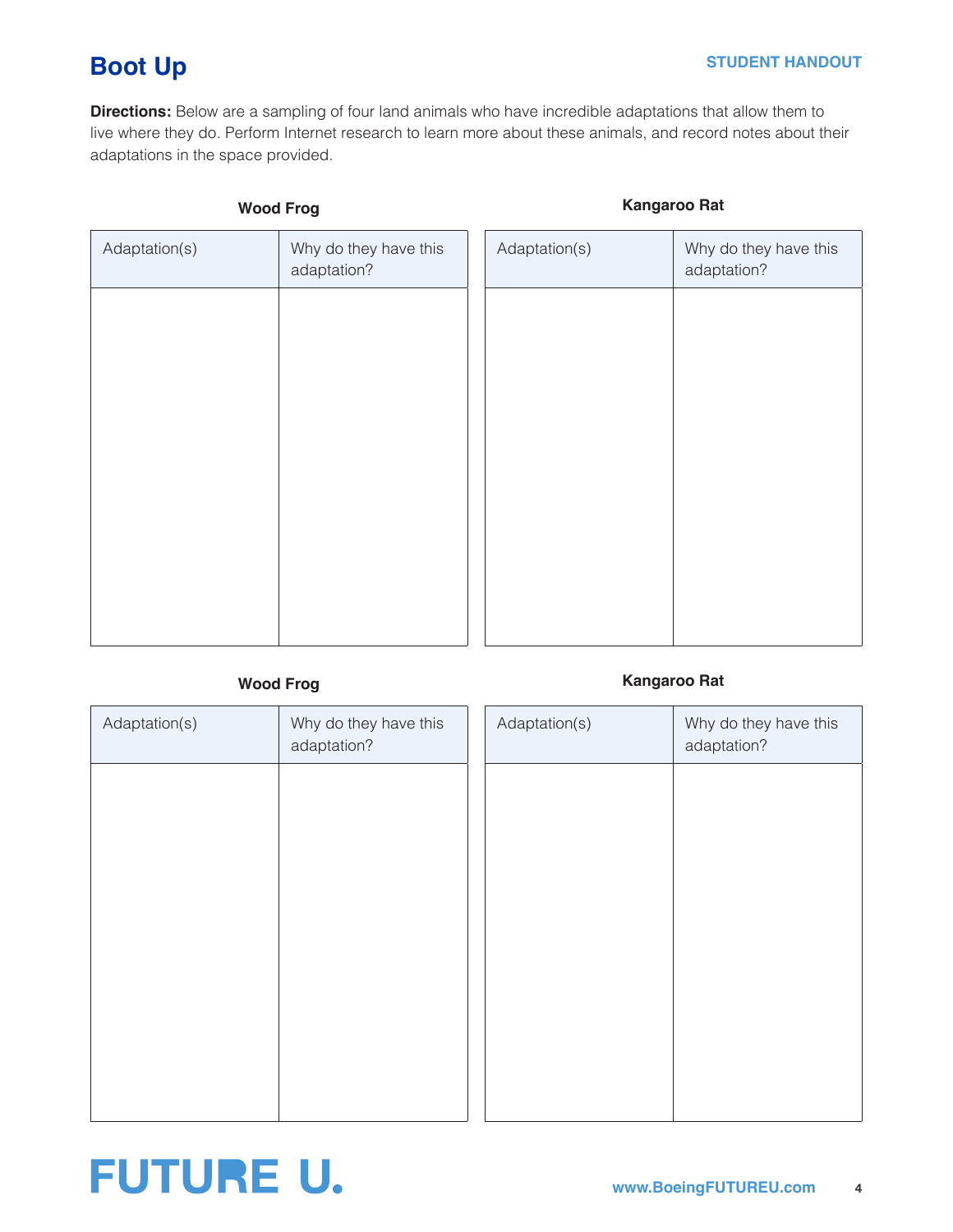## Boot Up

STUDENT HANDOUT

**Directions:** Below are a sampling of four land animals who have incredible adaptations that allow them to live where they do. Perform Internet research to learn more about these animals, and record notes about their adaptations in the space provided.

**Wood Frog**

| Adaptation(s) | Why do they have this adaptation? |
|---|---|
| | |

**Kangaroo Rat**

| Adaptation(s) | Why do they have this adaptation? |
|---|---|
| | |

**Wood Frog**

| Adaptation(s) | Why do they have this adaptation? |
|---|---|
| | |

**Kangaroo Rat**

| Adaptation(s) | Why do they have this adaptation? |
|---|---|
| | |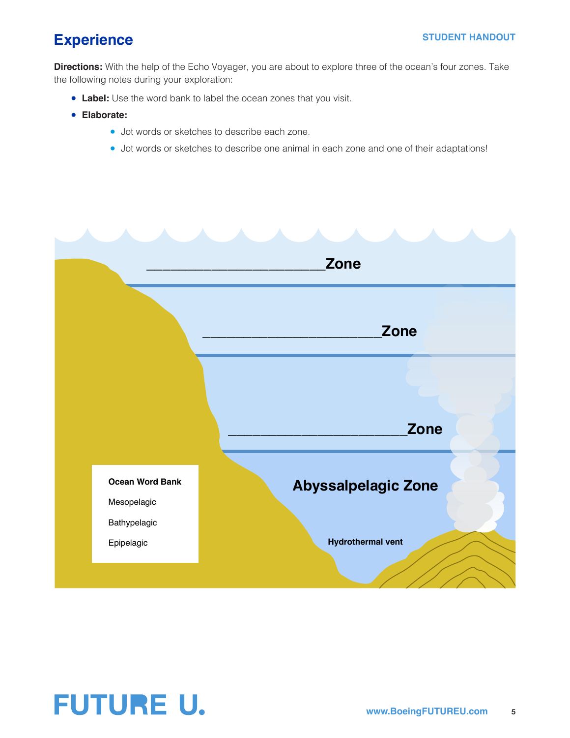# Experience

**Directions:** With the help of the Echo Voyager, you are about to explore three of the ocean's four zones. Take the following notes during your exploration:

- **Label:** Use the word bank to label the ocean zones that you visit.
- **Elaborate:**
  - Jot words or sketches to describe each zone.
  - Jot words or sketches to describe one animal in each zone and one of their adaptations!

______________________Zone

______________________Zone

______________________Zone

**Abyssalpelagic Zone**

**Hydrothermal vent**

**Ocean Word Bank**

Mesopelagic

Bathypelagic

Epipelagic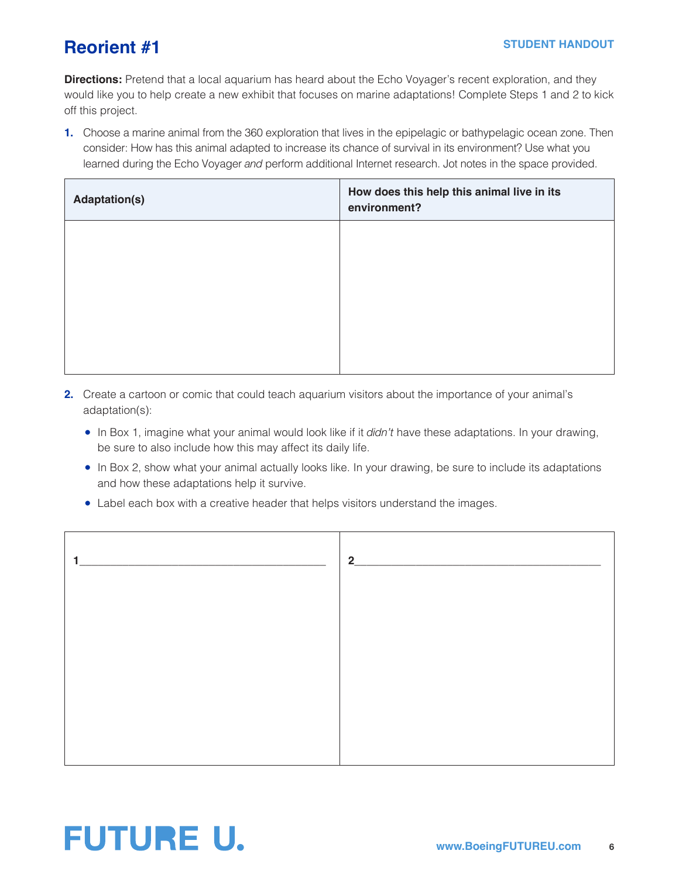# Reorient #1

STUDENT HANDOUT

**Directions:** Pretend that a local aquarium has heard about the Echo Voyager's recent exploration, and they would like you to help create a new exhibit that focuses on marine adaptations! Complete Steps 1 and 2 to kick off this project.

1. Choose a marine animal from the 360 exploration that lives in the epipelagic or bathypelagic ocean zone. Then consider: How has this animal adapted to increase its chance of survival in its environment? Use what you learned during the Echo Voyager *and* perform additional Internet research. Jot notes in the space provided.

| Adaptation(s) | How does this help this animal live in its environment? |
|---|---|
| | |

2. Create a cartoon or comic that could teach aquarium visitors about the importance of your animal's adaptation(s):
   - In Box 1, imagine what your animal would look like if it *didn't* have these adaptations. In your drawing, be sure to also include how this may affect its daily life.
   - In Box 2, show what your animal actually looks like. In your drawing, be sure to include its adaptations and how these adaptations help it survive.
   - Label each box with a creative header that helps visitors understand the images.

| 1\_\_\_\_\_\_\_\_\_\_\_\_\_\_\_\_\_\_\_\_\_\_\_\_\_\_\_\_\_\_\_\_\_\_\_\_\_\_\_\_ | 2\_\_\_\_\_\_\_\_\_\_\_\_\_\_\_\_\_\_\_\_\_\_\_\_\_\_\_\_\_\_\_\_\_\_\_\_\_\_\_\_ |
|---|---|
| | |

FUTURE U.

www.BoeingFUTUREU.com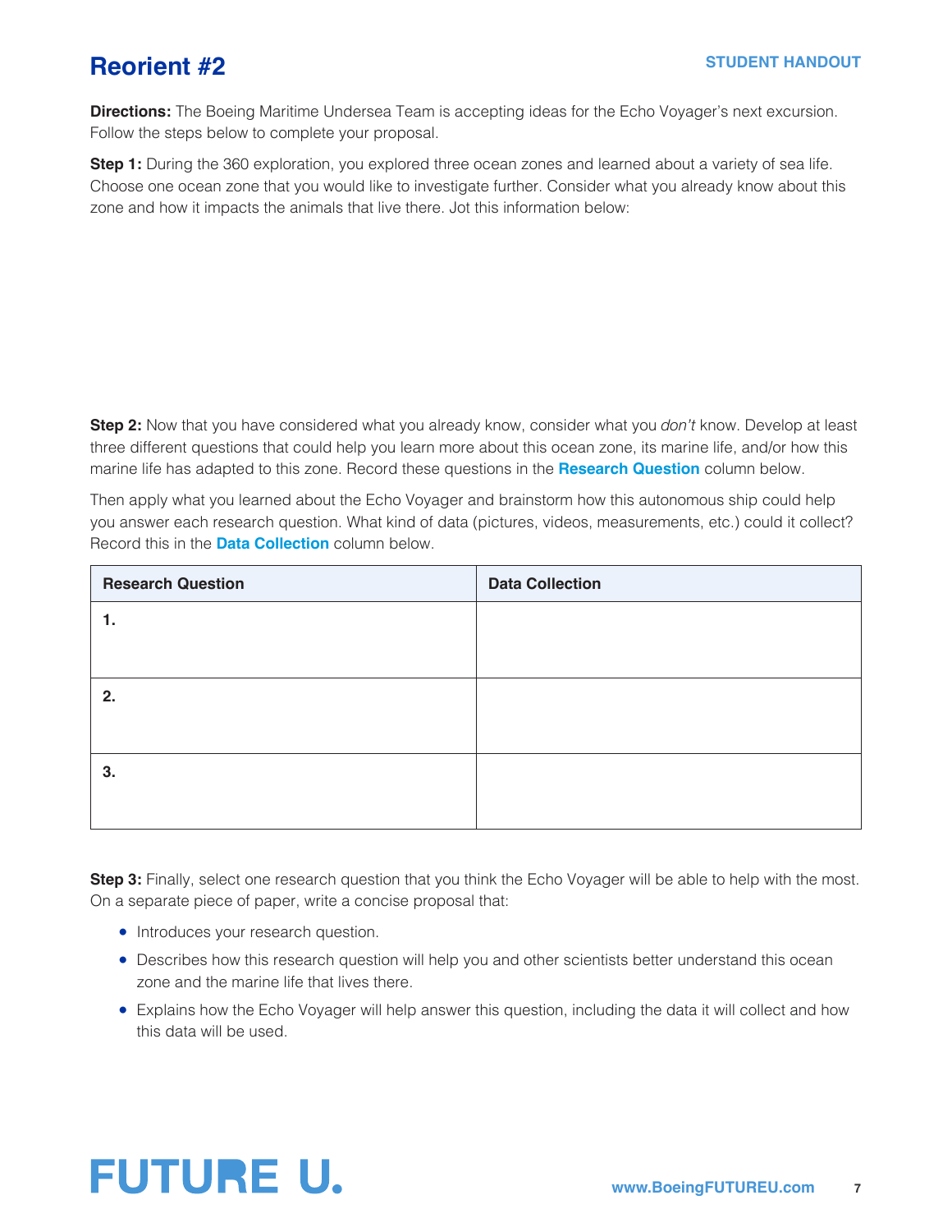# Reorient #2

STUDENT HANDOUT

**Directions:** The Boeing Maritime Undersea Team is accepting ideas for the Echo Voyager's next excursion. Follow the steps below to complete your proposal.

**Step 1:** During the 360 exploration, you explored three ocean zones and learned about a variety of sea life. Choose one ocean zone that you would like to investigate further. Consider what you already know about this zone and how it impacts the animals that live there. Jot this information below:

**Step 2:** Now that you have considered what you already know, consider what you *don't* know. Develop at least three different questions that could help you learn more about this ocean zone, its marine life, and/or how this marine life has adapted to this zone. Record these questions in the **Research Question** column below.

Then apply what you learned about the Echo Voyager and brainstorm how this autonomous ship could help you answer each research question. What kind of data (pictures, videos, measurements, etc.) could it collect? Record this in the **Data Collection** column below.

| Research Question | Data Collection |
|---|---|
| **1.** | |
| **2.** | |
| **3.** | |

**Step 3:** Finally, select one research question that you think the Echo Voyager will be able to help with the most. On a separate piece of paper, write a concise proposal that:

- Introduces your research question.
- Describes how this research question will help you and other scientists better understand this ocean zone and the marine life that lives there.
- Explains how the Echo Voyager will help answer this question, including the data it will collect and how this data will be used.

FUTURE U.

www.BoeingFUTUREU.com